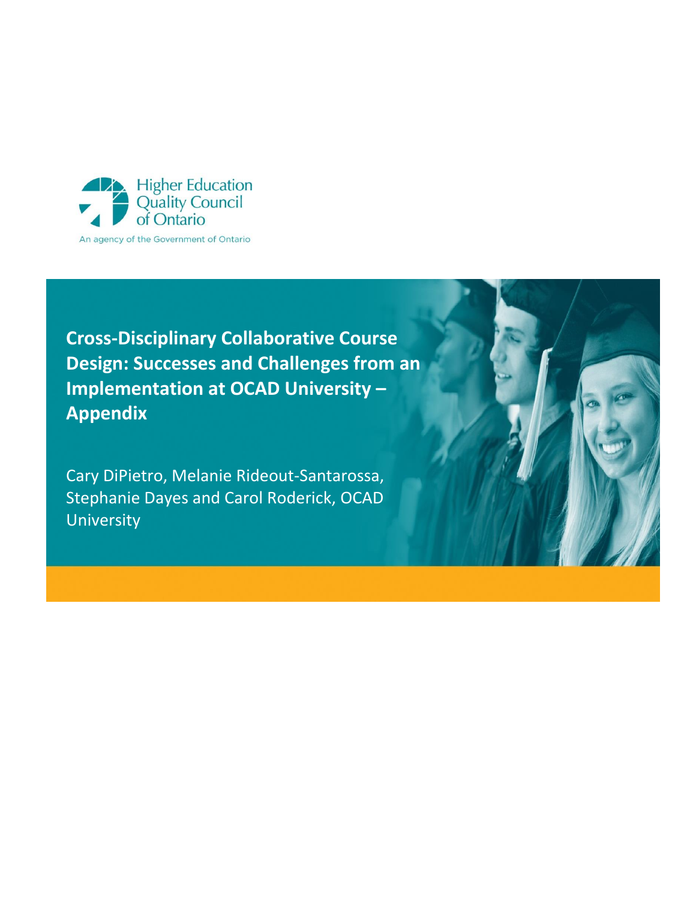Higher Education Quality Council of Ontario

An agency of the Government of Ontario

# Cross-Disciplinary Collaborative Course Design: Successes and Challenges from an Implementation at OCAD University – Appendix

Cary DiPietro, Melanie Rideout-Santarossa, Stephanie Dayes and Carol Roderick, OCAD University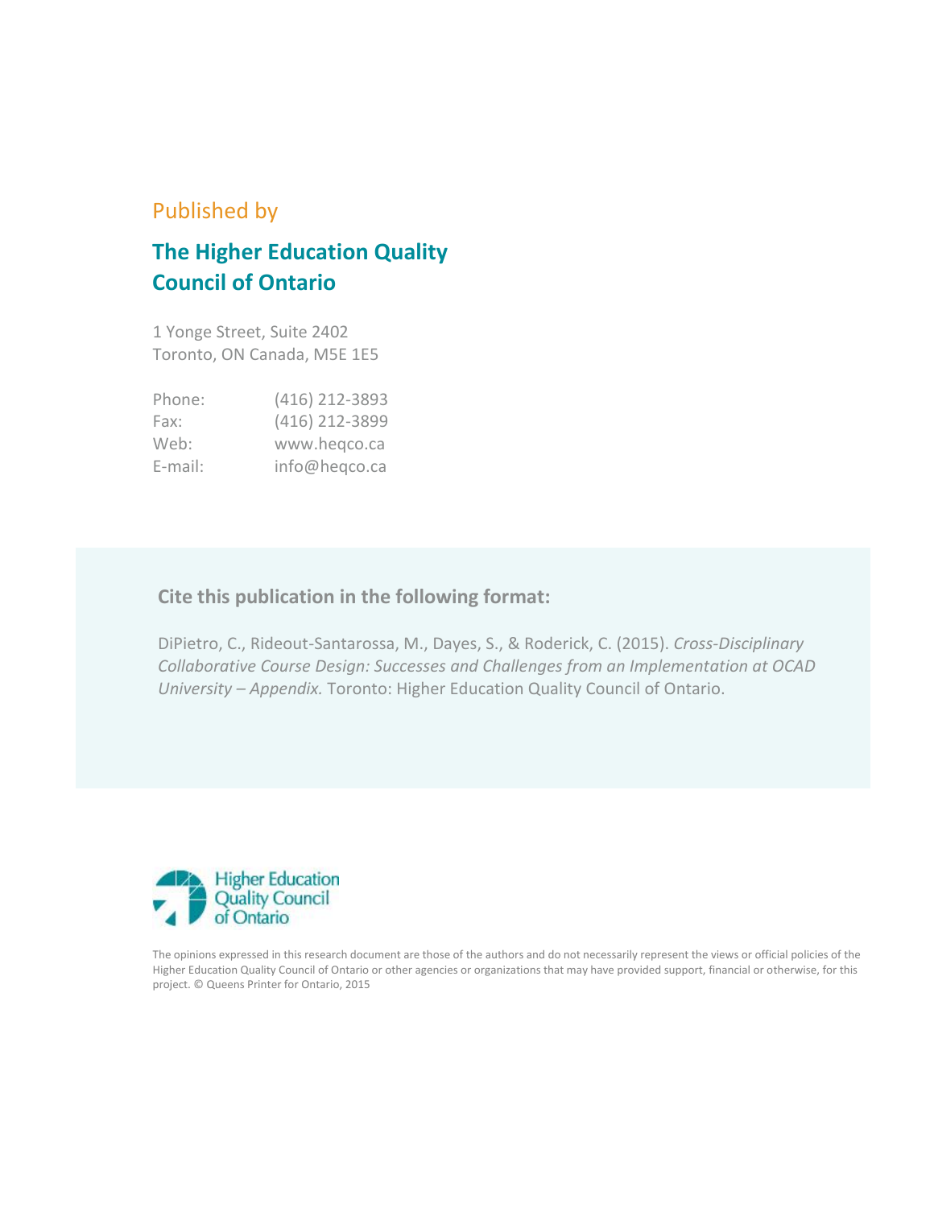Published by

## The Higher Education Quality Council of Ontario

1 Yonge Street, Suite 2402
Toronto, ON Canada, M5E 1E5

| | |
|---|---|
| Phone: | (416) 212-3893 |
| Fax: | (416) 212-3899 |
| Web: | www.heqco.ca |
| E-mail: | info@heqco.ca |

**Cite this publication in the following format:**

DiPietro, C., Rideout-Santarossa, M., Dayes, S., & Roderick, C. (2015). *Cross-Disciplinary Collaborative Course Design: Successes and Challenges from an Implementation at OCAD University – Appendix.* Toronto: Higher Education Quality Council of Ontario.

Higher Education Quality Council of Ontario

The opinions expressed in this research document are those of the authors and do not necessarily represent the views or official policies of the Higher Education Quality Council of Ontario or other agencies or organizations that may have provided support, financial or otherwise, for this project. © Queens Printer for Ontario, 2015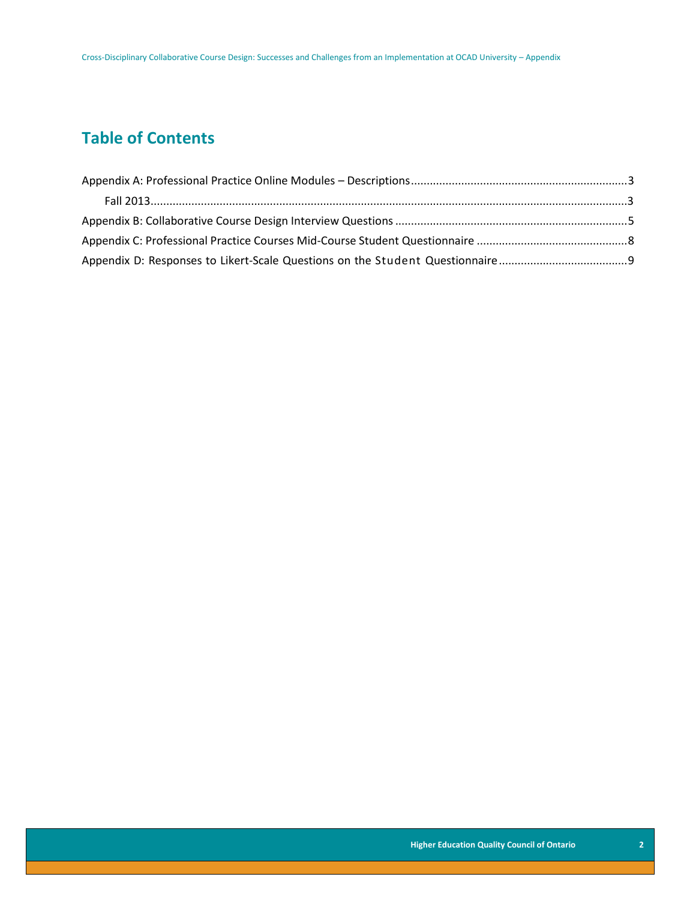## Table of Contents

Appendix A: Professional Practice Online Modules – Descriptions....................................................................3

Fall 2013..................................................................................................................................................3

Appendix B: Collaborative Course Design Interview Questions .........................................................................5

Appendix C: Professional Practice Courses Mid-Course Student Questionnaire ...............................................8

Appendix D: Responses to Likert-Scale Questions on the Student Questionnaire........................................9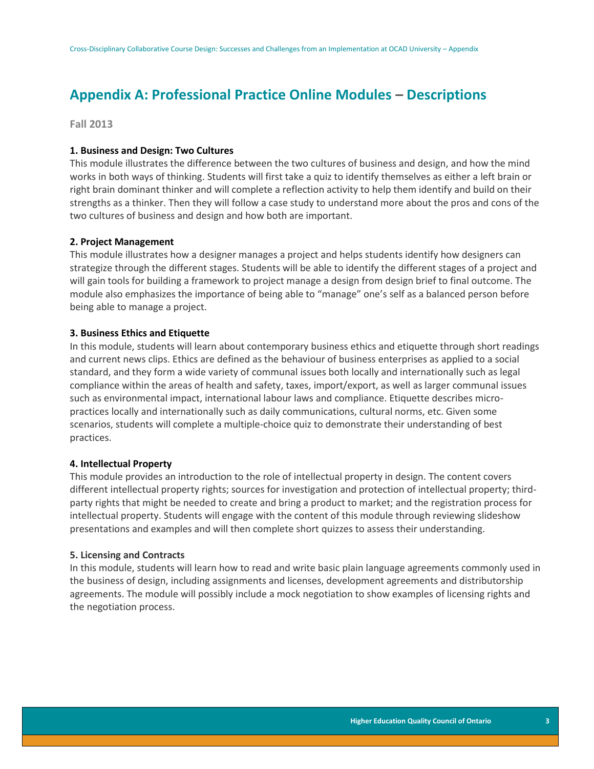## Appendix A: Professional Practice Online Modules – Descriptions

**Fall 2013**

**1. Business and Design: Two Cultures**

This module illustrates the difference between the two cultures of business and design, and how the mind works in both ways of thinking. Students will first take a quiz to identify themselves as either a left brain or right brain dominant thinker and will complete a reflection activity to help them identify and build on their strengths as a thinker. Then they will follow a case study to understand more about the pros and cons of the two cultures of business and design and how both are important.

**2. Project Management**

This module illustrates how a designer manages a project and helps students identify how designers can strategize through the different stages. Students will be able to identify the different stages of a project and will gain tools for building a framework to project manage a design from design brief to final outcome. The module also emphasizes the importance of being able to "manage" one's self as a balanced person before being able to manage a project.

**3. Business Ethics and Etiquette**

In this module, students will learn about contemporary business ethics and etiquette through short readings and current news clips. Ethics are defined as the behaviour of business enterprises as applied to a social standard, and they form a wide variety of communal issues both locally and internationally such as legal compliance within the areas of health and safety, taxes, import/export, as well as larger communal issues such as environmental impact, international labour laws and compliance. Etiquette describes micro-practices locally and internationally such as daily communications, cultural norms, etc. Given some scenarios, students will complete a multiple-choice quiz to demonstrate their understanding of best practices.

**4. Intellectual Property**

This module provides an introduction to the role of intellectual property in design. The content covers different intellectual property rights; sources for investigation and protection of intellectual property; third-party rights that might be needed to create and bring a product to market; and the registration process for intellectual property. Students will engage with the content of this module through reviewing slideshow presentations and examples and will then complete short quizzes to assess their understanding.

**5. Licensing and Contracts**

In this module, students will learn how to read and write basic plain language agreements commonly used in the business of design, including assignments and licenses, development agreements and distributorship agreements. The module will possibly include a mock negotiation to show examples of licensing rights and the negotiation process.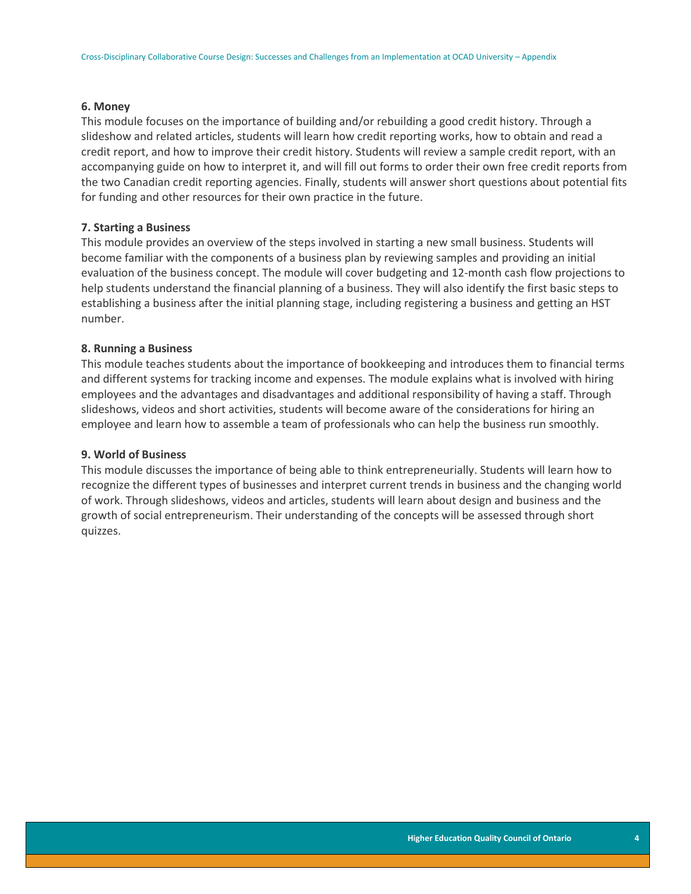### 6. Money

This module focuses on the importance of building and/or rebuilding a good credit history. Through a slideshow and related articles, students will learn how credit reporting works, how to obtain and read a credit report, and how to improve their credit history. Students will review a sample credit report, with an accompanying guide on how to interpret it, and will fill out forms to order their own free credit reports from the two Canadian credit reporting agencies. Finally, students will answer short questions about potential fits for funding and other resources for their own practice in the future.

### 7. Starting a Business

This module provides an overview of the steps involved in starting a new small business. Students will become familiar with the components of a business plan by reviewing samples and providing an initial evaluation of the business concept. The module will cover budgeting and 12-month cash flow projections to help students understand the financial planning of a business. They will also identify the first basic steps to establishing a business after the initial planning stage, including registering a business and getting an HST number.

### 8. Running a Business

This module teaches students about the importance of bookkeeping and introduces them to financial terms and different systems for tracking income and expenses. The module explains what is involved with hiring employees and the advantages and disadvantages and additional responsibility of having a staff. Through slideshows, videos and short activities, students will become aware of the considerations for hiring an employee and learn how to assemble a team of professionals who can help the business run smoothly.

### 9. World of Business

This module discusses the importance of being able to think entrepreneurially. Students will learn how to recognize the different types of businesses and interpret current trends in business and the changing world of work. Through slideshows, videos and articles, students will learn about design and business and the growth of social entrepreneurism. Their understanding of the concepts will be assessed through short quizzes.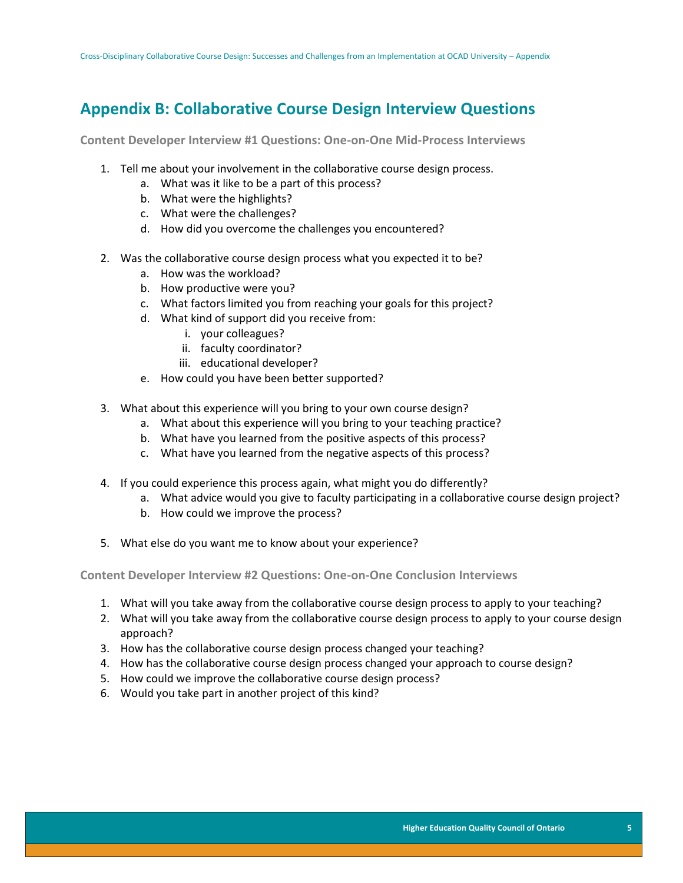## Appendix B: Collaborative Course Design Interview Questions

### Content Developer Interview #1 Questions: One-on-One Mid-Process Interviews

1. Tell me about your involvement in the collaborative course design process.
   a. What was it like to be a part of this process?
   b. What were the highlights?
   c. What were the challenges?
   d. How did you overcome the challenges you encountered?

2. Was the collaborative course design process what you expected it to be?
   a. How was the workload?
   b. How productive were you?
   c. What factors limited you from reaching your goals for this project?
   d. What kind of support did you receive from:
      i. your colleagues?
      ii. faculty coordinator?
      iii. educational developer?
   e. How could you have been better supported?

3. What about this experience will you bring to your own course design?
   a. What about this experience will you bring to your teaching practice?
   b. What have you learned from the positive aspects of this process?
   c. What have you learned from the negative aspects of this process?

4. If you could experience this process again, what might you do differently?
   a. What advice would you give to faculty participating in a collaborative course design project?
   b. How could we improve the process?

5. What else do you want me to know about your experience?

### Content Developer Interview #2 Questions: One-on-One Conclusion Interviews

1. What will you take away from the collaborative course design process to apply to your teaching?
2. What will you take away from the collaborative course design process to apply to your course design approach?
3. How has the collaborative course design process changed your teaching?
4. How has the collaborative course design process changed your approach to course design?
5. How could we improve the collaborative course design process?
6. Would you take part in another project of this kind?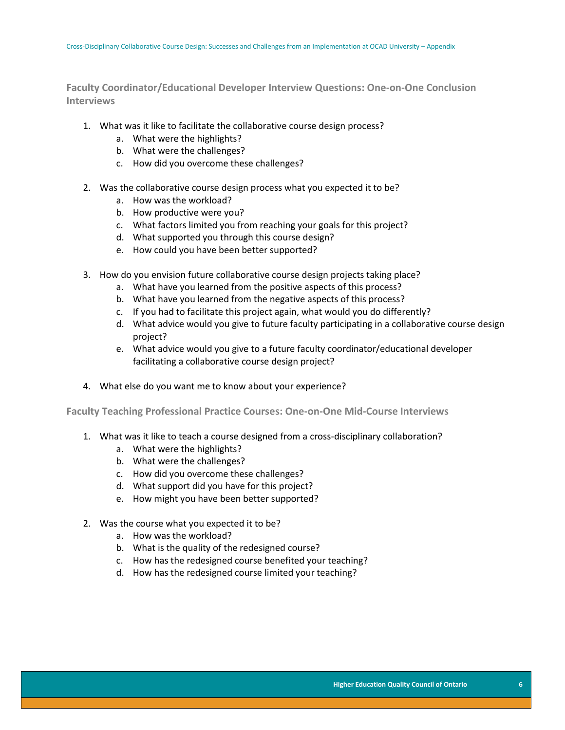## Faculty Coordinator/Educational Developer Interview Questions: One-on-One Conclusion Interviews

1. What was it like to facilitate the collaborative course design process?
    a. What were the highlights?
    b. What were the challenges?
    c. How did you overcome these challenges?

2. Was the collaborative course design process what you expected it to be?
    a. How was the workload?
    b. How productive were you?
    c. What factors limited you from reaching your goals for this project?
    d. What supported you through this course design?
    e. How could you have been better supported?

3. How do you envision future collaborative course design projects taking place?
    a. What have you learned from the positive aspects of this process?
    b. What have you learned from the negative aspects of this process?
    c. If you had to facilitate this project again, what would you do differently?
    d. What advice would you give to future faculty participating in a collaborative course design project?
    e. What advice would you give to a future faculty coordinator/educational developer facilitating a collaborative course design project?

4. What else do you want me to know about your experience?

## Faculty Teaching Professional Practice Courses: One-on-One Mid-Course Interviews

1. What was it like to teach a course designed from a cross-disciplinary collaboration?
    a. What were the highlights?
    b. What were the challenges?
    c. How did you overcome these challenges?
    d. What support did you have for this project?
    e. How might you have been better supported?

2. Was the course what you expected it to be?
    a. How was the workload?
    b. What is the quality of the redesigned course?
    c. How has the redesigned course benefited your teaching?
    d. How has the redesigned course limited your teaching?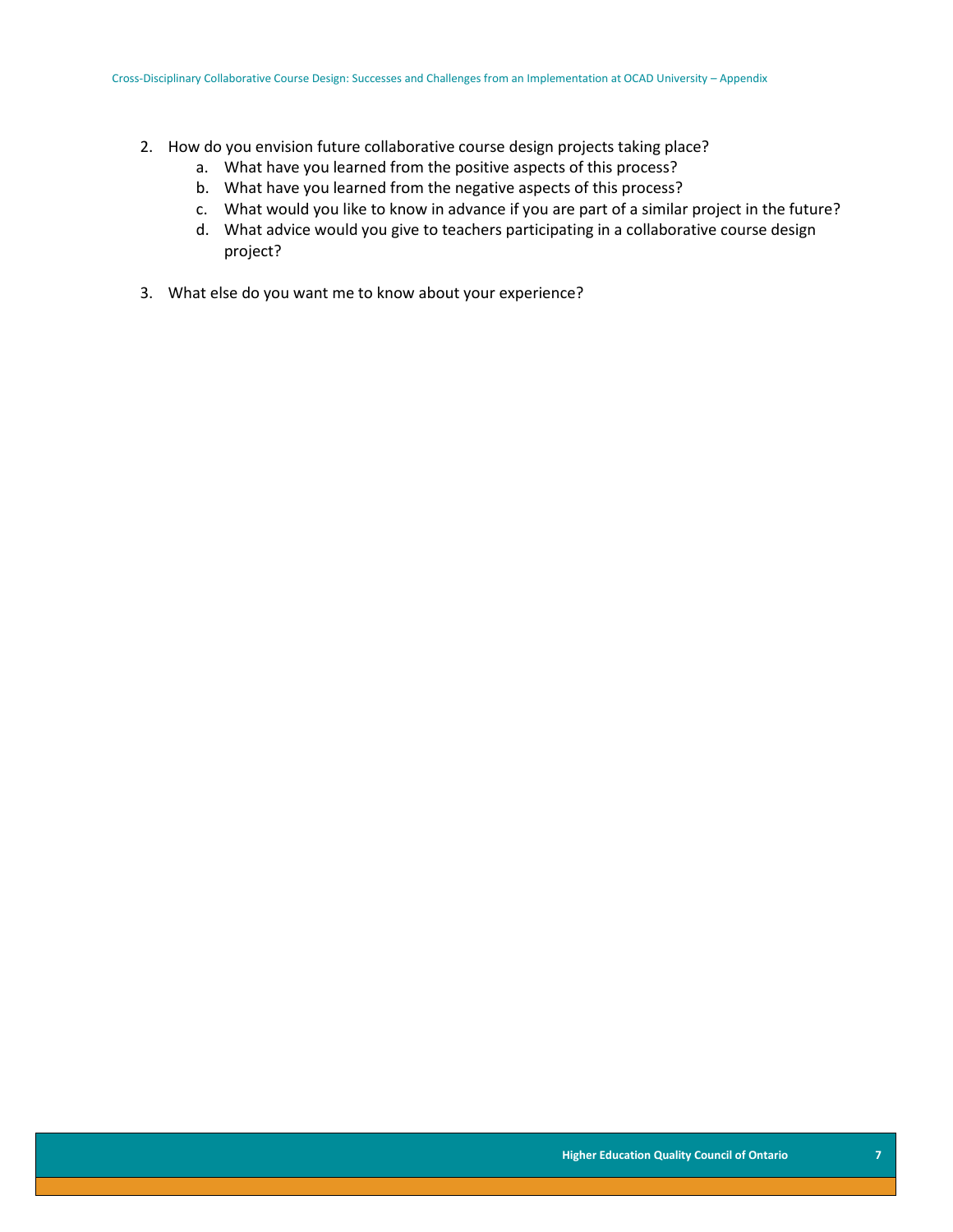2. How do you envision future collaborative course design projects taking place?
    a. What have you learned from the positive aspects of this process?
    b. What have you learned from the negative aspects of this process?
    c. What would you like to know in advance if you are part of a similar project in the future?
    d. What advice would you give to teachers participating in a collaborative course design project?

3. What else do you want me to know about your experience?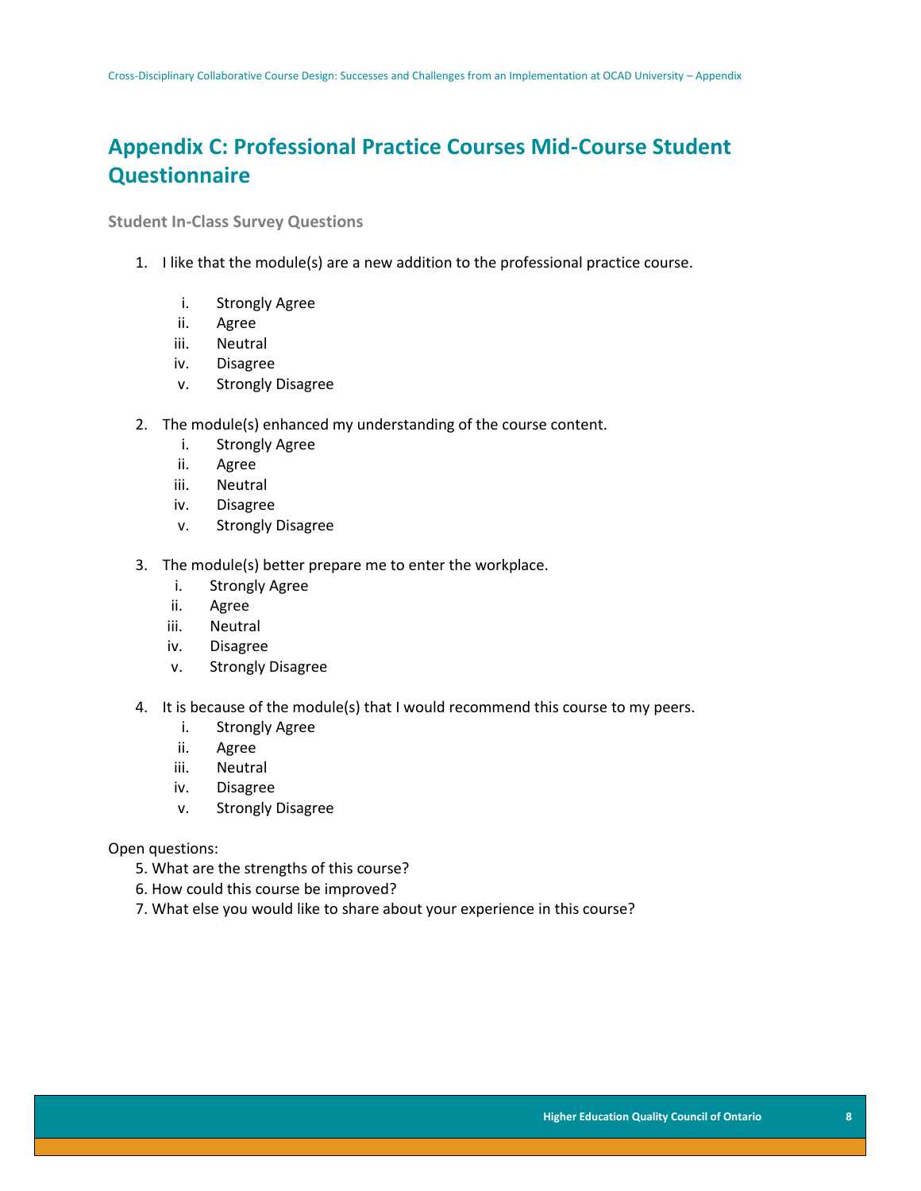## Appendix C: Professional Practice Courses Mid-Course Student Questionnaire

### Student In-Class Survey Questions

1. I like that the module(s) are a new addition to the professional practice course.
   i. Strongly Agree
   ii. Agree
   iii. Neutral
   iv. Disagree
   v. Strongly Disagree

2. The module(s) enhanced my understanding of the course content.
   i. Strongly Agree
   ii. Agree
   iii. Neutral
   iv. Disagree
   v. Strongly Disagree

3. The module(s) better prepare me to enter the workplace.
   i. Strongly Agree
   ii. Agree
   iii. Neutral
   iv. Disagree
   v. Strongly Disagree

4. It is because of the module(s) that I would recommend this course to my peers.
   i. Strongly Agree
   ii. Agree
   iii. Neutral
   iv. Disagree
   v. Strongly Disagree

Open questions:

5. What are the strengths of this course?
6. How could this course be improved?
7. What else you would like to share about your experience in this course?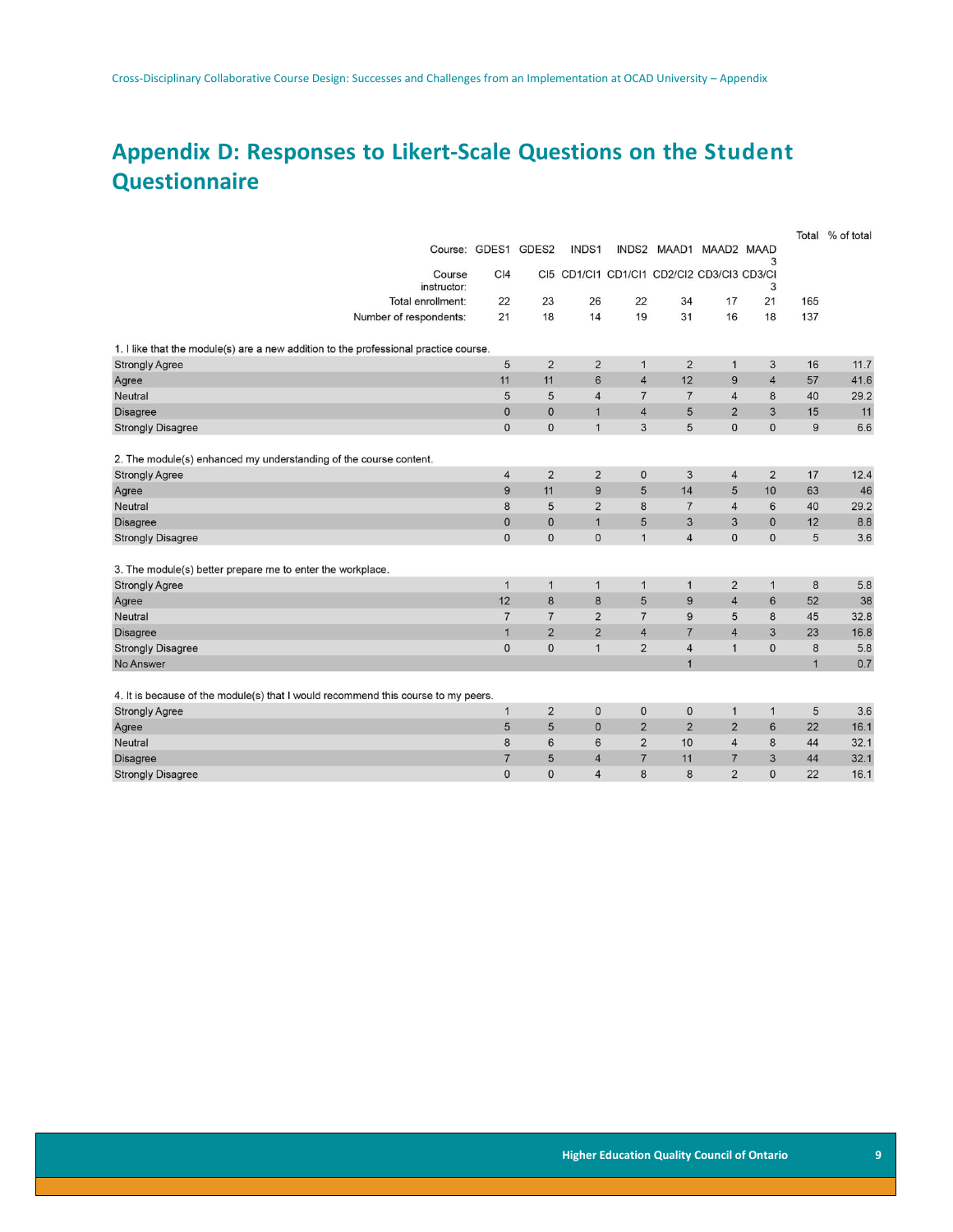## Appendix D: Responses to Likert-Scale Questions on the Student Questionnaire

| | GDES1 | GDES2 | INDS1 | INDS2 | MAAD1 | MAAD2 | MAAD3 | Total | % of total |
|---|---|---|---|---|---|---|---|---|---|
| Course instructor: | CI4 | CI5 | CD1/CI1 | CD1/CI1 | CD2/CI2 | CD3/CI3 | CD3/CI3 | | |
| Total enrollment: | 22 | 23 | 26 | 22 | 34 | 17 | 21 | 165 | |
| Number of respondents: | 21 | 18 | 14 | 19 | 31 | 16 | 18 | 137 | |
| **1. I like that the module(s) are a new addition to the professional practice course.** | | | | | | | | | |
| Strongly Agree | 5 | 2 | 2 | 1 | 2 | 1 | 3 | 16 | 11.7 |
| Agree | 11 | 11 | 6 | 4 | 12 | 9 | 4 | 57 | 41.6 |
| Neutral | 5 | 5 | 4 | 7 | 7 | 4 | 8 | 40 | 29.2 |
| Disagree | 0 | 0 | 1 | 4 | 5 | 2 | 3 | 15 | 11 |
| Strongly Disagree | 0 | 0 | 1 | 3 | 5 | 0 | 0 | 9 | 6.6 |
| **2. The module(s) enhanced my understanding of the course content.** | | | | | | | | | |
| Strongly Agree | 4 | 2 | 2 | 0 | 3 | 4 | 2 | 17 | 12.4 |
| Agree | 9 | 11 | 9 | 5 | 14 | 5 | 10 | 63 | 46 |
| Neutral | 8 | 5 | 2 | 8 | 7 | 4 | 6 | 40 | 29.2 |
| Disagree | 0 | 0 | 1 | 5 | 3 | 3 | 0 | 12 | 8.8 |
| Strongly Disagree | 0 | 0 | 0 | 1 | 4 | 0 | 0 | 5 | 3.6 |
| **3. The module(s) better prepare me to enter the workplace.** | | | | | | | | | |
| Strongly Agree | 1 | 1 | 1 | 1 | 1 | 2 | 1 | 8 | 5.8 |
| Agree | 12 | 8 | 8 | 5 | 9 | 4 | 6 | 52 | 38 |
| Neutral | 7 | 7 | 2 | 7 | 9 | 5 | 8 | 45 | 32.8 |
| Disagree | 1 | 2 | 2 | 4 | 7 | 4 | 3 | 23 | 16.8 |
| Strongly Disagree | 0 | 0 | 1 | 2 | 4 | 1 | 0 | 8 | 5.8 |
| No Answer | | | | | 1 | | | 1 | 0.7 |
| **4. It is because of the module(s) that I would recommend this course to my peers.** | | | | | | | | | |
| Strongly Agree | 1 | 2 | 0 | 0 | 0 | 1 | 1 | 5 | 3.6 |
| Agree | 5 | 5 | 0 | 2 | 2 | 2 | 6 | 22 | 16.1 |
| Neutral | 8 | 6 | 6 | 2 | 10 | 4 | 8 | 44 | 32.1 |
| Disagree | 7 | 5 | 4 | 7 | 11 | 7 | 3 | 44 | 32.1 |
| Strongly Disagree | 0 | 0 | 4 | 8 | 8 | 2 | 0 | 22 | 16.1 |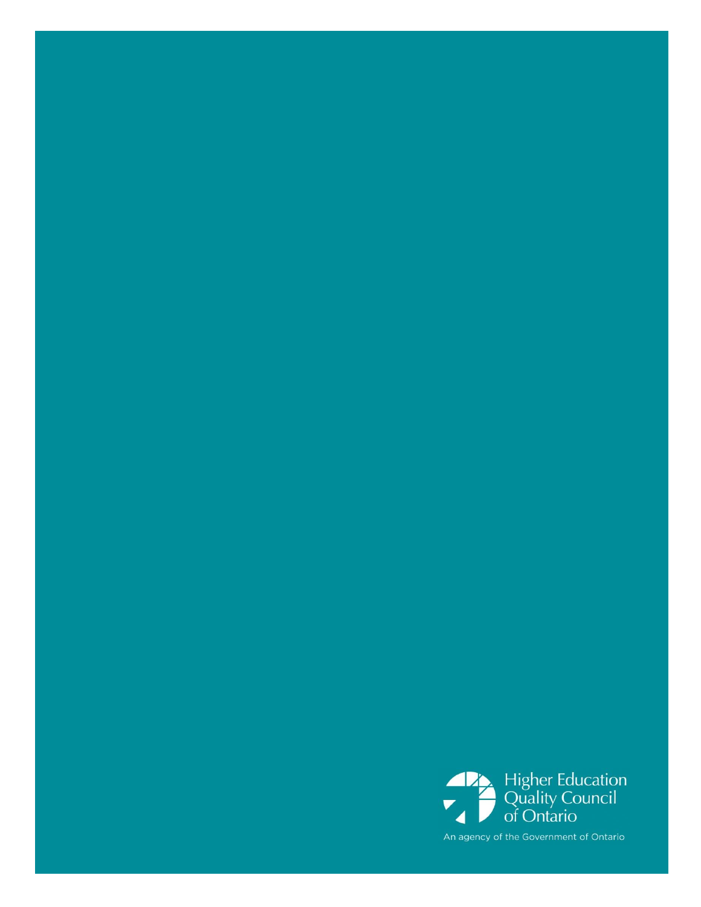Higher Education Quality Council of Ontario

An agency of the Government of Ontario